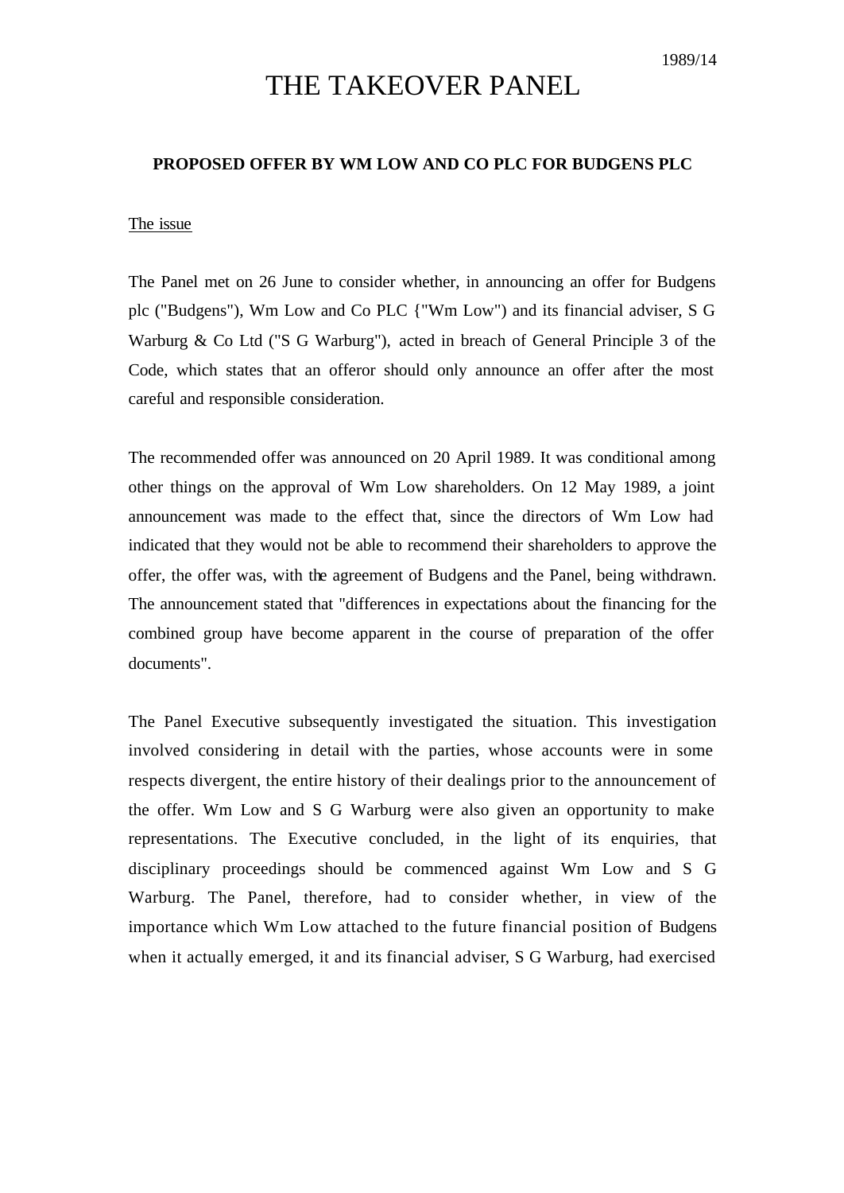1989/14

# THE TAKEOVER PANEL

## PROPOSED OFFER BY WM LOW AND CO PLC FOR BUDGENS PLC

The issue

The Panel met on 26 June to consider whether, in announcing an offer for Budgens plc ("Budgens"), Wm Low and Co PLC {"Wm Low") and its financial adviser, S G Warburg & Co Ltd ("S G Warburg"), acted in breach of General Principle 3 of the Code, which states that an offeror should only announce an offer after the most careful and responsible consideration.

The recommended offer was announced on 20 April 1989. It was conditional among other things on the approval of Wm Low shareholders. On 12 May 1989, a joint announcement was made to the effect that, since the directors of Wm Low had indicated that they would not be able to recommend their shareholders to approve the offer, the offer was, with the agreement of Budgens and the Panel, being withdrawn. The announcement stated that "differences in expectations about the financing for the combined group have become apparent in the course of preparation of the offer documents".

The Panel Executive subsequently investigated the situation. This investigation involved considering in detail with the parties, whose accounts were in some respects divergent, the entire history of their dealings prior to the announcement of the offer. Wm Low and S G Warburg were also given an opportunity to make representations. The Executive concluded, in the light of its enquiries, that disciplinary proceedings should be commenced against Wm Low and S G Warburg. The Panel, therefore, had to consider whether, in view of the importance which Wm Low attached to the future financial position of Budgens when it actually emerged, it and its financial adviser, S G Warburg, had exercised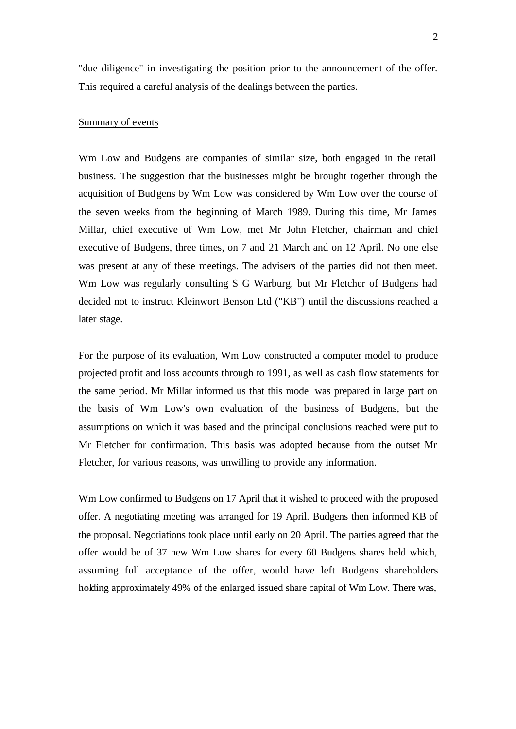"due diligence" in investigating the position prior to the announcement of the offer. This required a careful analysis of the dealings between the parties.

## Summary of events

Wm Low and Budgens are companies of similar size, both engaged in the retail business. The suggestion that the businesses might be brought together through the acquisition of Budgens by Wm Low was considered by Wm Low over the course of the seven weeks from the beginning of March 1989. During this time, Mr James Millar, chief executive of Wm Low, met Mr John Fletcher, chairman and chief executive of Budgens, three times, on 7 and 21 March and on 12 April. No one else was present at any of these meetings. The advisers of the parties did not then meet. Wm Low was regularly consulting S G Warburg, but Mr Fletcher of Budgens had decided not to instruct Kleinwort Benson Ltd ("KB") until the discussions reached a later stage.

For the purpose of its evaluation, Wm Low constructed a computer model to produce projected profit and loss accounts through to 1991, as well as cash flow statements for the same period. Mr Millar informed us that this model was prepared in large part on the basis of Wm Low's own evaluation of the business of Budgens, but the assumptions on which it was based and the principal conclusions reached were put to Mr Fletcher for confirmation. This basis was adopted because from the outset Mr Fletcher, for various reasons, was unwilling to provide any information.

Wm Low confirmed to Budgens on 17 April that it wished to proceed with the proposed offer. A negotiating meeting was arranged for 19 April. Budgens then informed KB of the proposal. Negotiations took place until early on 20 April. The parties agreed that the offer would be of 37 new Wm Low shares for every 60 Budgens shares held which, assuming full acceptance of the offer, would have left Budgens shareholders holding approximately 49% of the enlarged issued share capital of Wm Low. There was,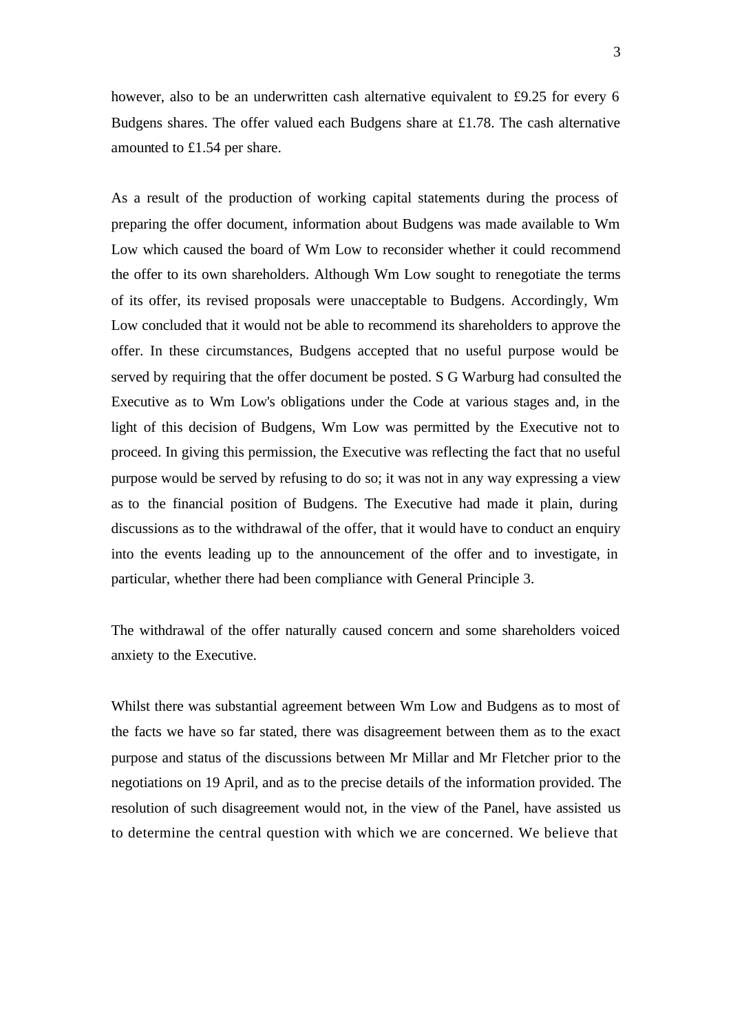however, also to be an underwritten cash alternative equivalent to £9.25 for every 6 Budgens shares. The offer valued each Budgens share at £1.78. The cash alternative amounted to £1.54 per share.

As a result of the production of working capital statements during the process of preparing the offer document, information about Budgens was made available to Wm Low which caused the board of Wm Low to reconsider whether it could recommend the offer to its own shareholders. Although Wm Low sought to renegotiate the terms of its offer, its revised proposals were unacceptable to Budgens. Accordingly, Wm Low concluded that it would not be able to recommend its shareholders to approve the offer. In these circumstances, Budgens accepted that no useful purpose would be served by requiring that the offer document be posted. S G Warburg had consulted the Executive as to Wm Low's obligations under the Code at various stages and, in the light of this decision of Budgens, Wm Low was permitted by the Executive not to proceed. In giving this permission, the Executive was reflecting the fact that no useful purpose would be served by refusing to do so; it was not in any way expressing a view as to the financial position of Budgens. The Executive had made it plain, during discussions as to the withdrawal of the offer, that it would have to conduct an enquiry into the events leading up to the announcement of the offer and to investigate, in particular, whether there had been compliance with General Principle 3.

The withdrawal of the offer naturally caused concern and some shareholders voiced anxiety to the Executive.

Whilst there was substantial agreement between Wm Low and Budgens as to most of the facts we have so far stated, there was disagreement between them as to the exact purpose and status of the discussions between Mr Millar and Mr Fletcher prior to the negotiations on 19 April, and as to the precise details of the information provided. The resolution of such disagreement would not, in the view of the Panel, have assisted us to determine the central question with which we are concerned. We believe that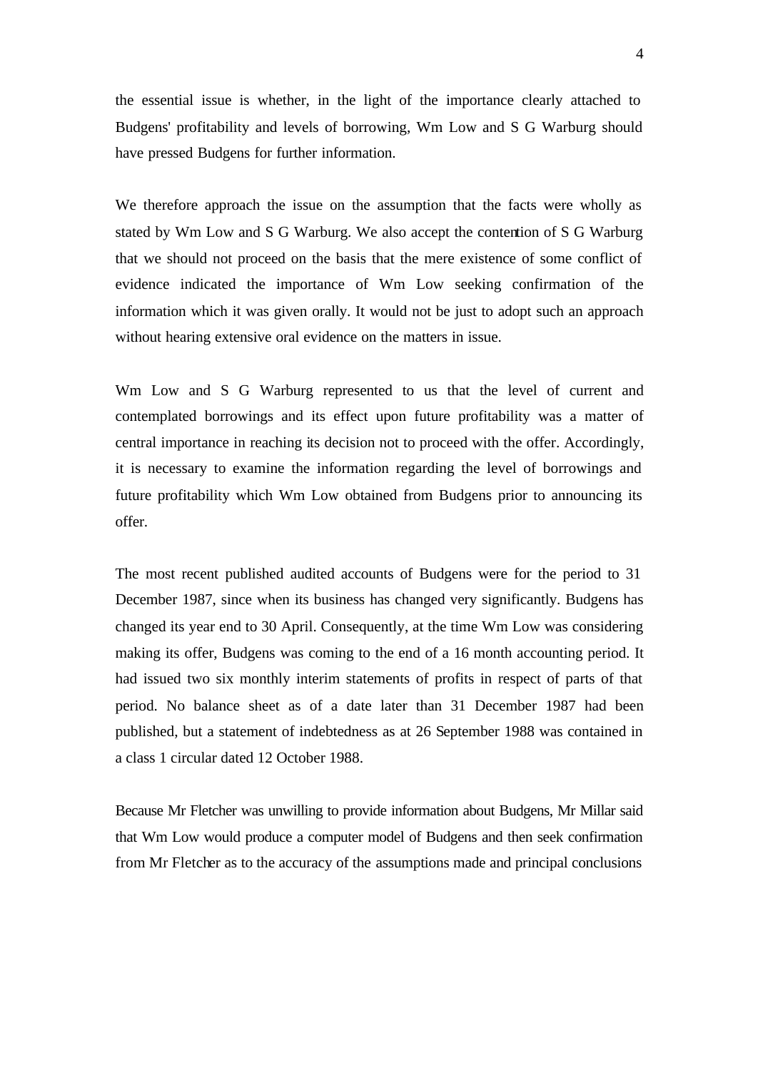the essential issue is whether, in the light of the importance clearly attached to Budgens' profitability and levels of borrowing, Wm Low and S G Warburg should have pressed Budgens for further information.

We therefore approach the issue on the assumption that the facts were wholly as stated by Wm Low and S G Warburg. We also accept the contention of S G Warburg that we should not proceed on the basis that the mere existence of some conflict of evidence indicated the importance of Wm Low seeking confirmation of the information which it was given orally. It would not be just to adopt such an approach without hearing extensive oral evidence on the matters in issue.

Wm Low and S G Warburg represented to us that the level of current and contemplated borrowings and its effect upon future profitability was a matter of central importance in reaching its decision not to proceed with the offer. Accordingly, it is necessary to examine the information regarding the level of borrowings and future profitability which Wm Low obtained from Budgens prior to announcing its offer.

The most recent published audited accounts of Budgens were for the period to 31 December 1987, since when its business has changed very significantly. Budgens has changed its year end to 30 April. Consequently, at the time Wm Low was considering making its offer, Budgens was coming to the end of a 16 month accounting period. It had issued two six monthly interim statements of profits in respect of parts of that period. No balance sheet as of a date later than 31 December 1987 had been published, but a statement of indebtedness as at 26 September 1988 was contained in a class 1 circular dated 12 October 1988.

Because Mr Fletcher was unwilling to provide information about Budgens, Mr Millar said that Wm Low would produce a computer model of Budgens and then seek confirmation from Mr Fletcher as to the accuracy of the assumptions made and principal conclusions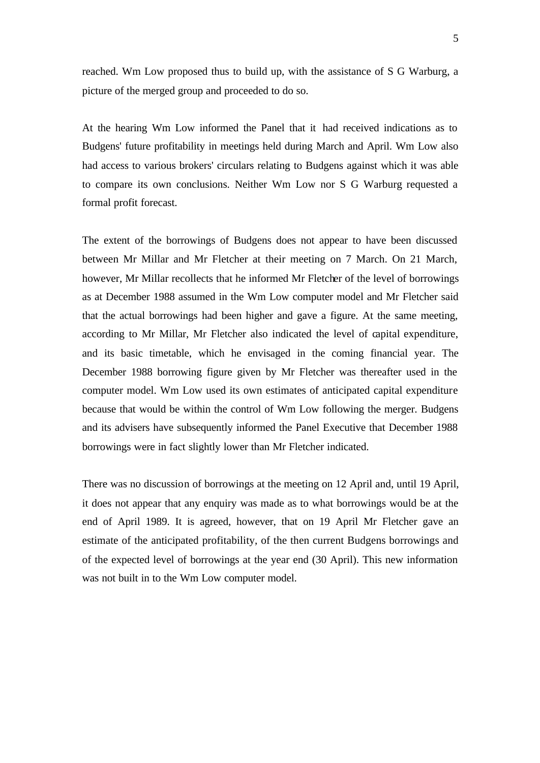reached. Wm Low proposed thus to build up, with the assistance of S G Warburg, a picture of the merged group and proceeded to do so.

At the hearing Wm Low informed the Panel that it had received indications as to Budgens' future profitability in meetings held during March and April. Wm Low also had access to various brokers' circulars relating to Budgens against which it was able to compare its own conclusions. Neither Wm Low nor S G Warburg requested a formal profit forecast.

The extent of the borrowings of Budgens does not appear to have been discussed between Mr Millar and Mr Fletcher at their meeting on 7 March. On 21 March, however, Mr Millar recollects that he informed Mr Fletcher of the level of borrowings as at December 1988 assumed in the Wm Low computer model and Mr Fletcher said that the actual borrowings had been higher and gave a figure. At the same meeting, according to Mr Millar, Mr Fletcher also indicated the level of capital expenditure, and its basic timetable, which he envisaged in the coming financial year. The December 1988 borrowing figure given by Mr Fletcher was thereafter used in the computer model. Wm Low used its own estimates of anticipated capital expenditure because that would be within the control of Wm Low following the merger. Budgens and its advisers have subsequently informed the Panel Executive that December 1988 borrowings were in fact slightly lower than Mr Fletcher indicated.

There was no discussion of borrowings at the meeting on 12 April and, until 19 April, it does not appear that any enquiry was made as to what borrowings would be at the end of April 1989. It is agreed, however, that on 19 April Mr Fletcher gave an estimate of the anticipated profitability, of the then current Budgens borrowings and of the expected level of borrowings at the year end (30 April). This new information was not built in to the Wm Low computer model.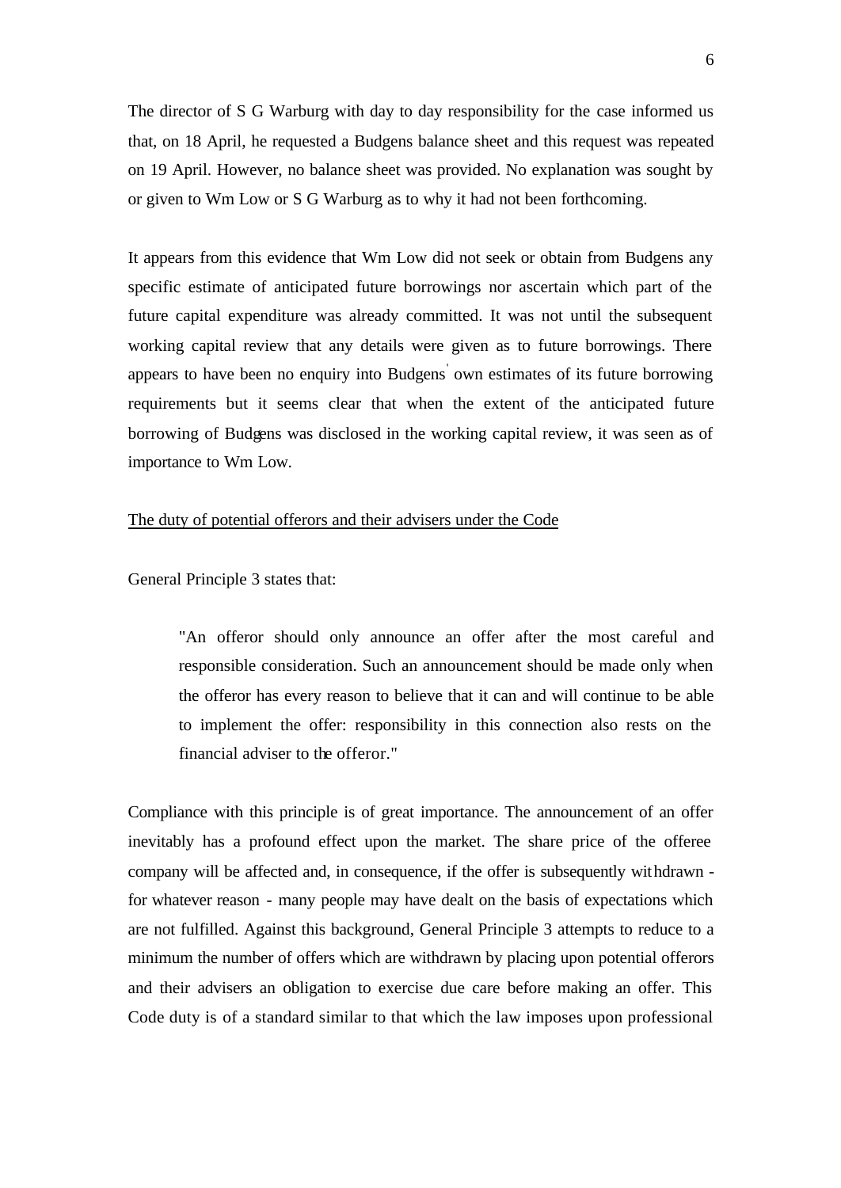The director of S G Warburg with day to day responsibility for the case informed us that, on 18 April, he requested a Budgens balance sheet and this request was repeated on 19 April. However, no balance sheet was provided. No explanation was sought by or given to Wm Low or S G Warburg as to why it had not been forthcoming.

It appears from this evidence that Wm Low did not seek or obtain from Budgens any specific estimate of anticipated future borrowings nor ascertain which part of the future capital expenditure was already committed. It was not until the subsequent working capital review that any details were given as to future borrowings. There appears to have been no enquiry into Budgens' own estimates of its future borrowing requirements but it seems clear that when the extent of the anticipated future borrowing of Budgens was disclosed in the working capital review, it was seen as of importance to Wm Low.

<u>The duty of potential offerors and their advisers under the Code</u>

General Principle 3 states that:

> "An offeror should only announce an offer after the most careful and responsible consideration. Such an announcement should be made only when the offeror has every reason to believe that it can and will continue to be able to implement the offer: responsibility in this connection also rests on the financial adviser to the offeror."

Compliance with this principle is of great importance. The announcement of an offer inevitably has a profound effect upon the market. The share price of the offeree company will be affected and, in consequence, if the offer is subsequently withdrawn - for whatever reason - many people may have dealt on the basis of expectations which are not fulfilled. Against this background, General Principle 3 attempts to reduce to a minimum the number of offers which are withdrawn by placing upon potential offerors and their advisers an obligation to exercise due care before making an offer. This Code duty is of a standard similar to that which the law imposes upon professional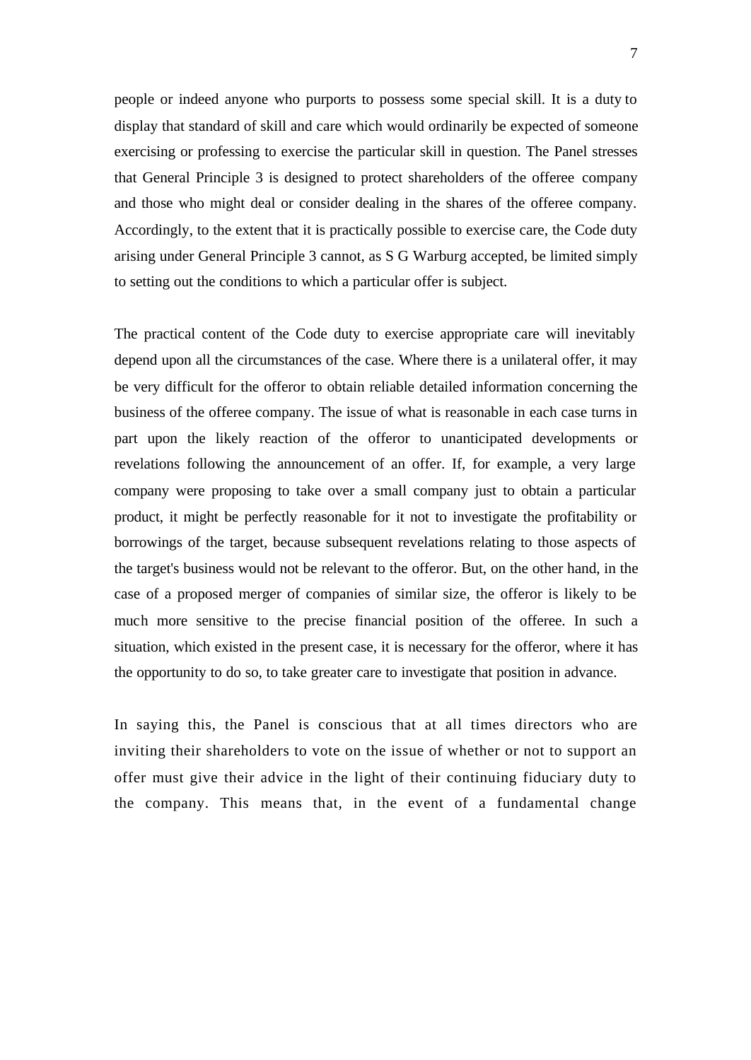people or indeed anyone who purports to possess some special skill. It is a duty to display that standard of skill and care which would ordinarily be expected of someone exercising or professing to exercise the particular skill in question. The Panel stresses that General Principle 3 is designed to protect shareholders of the offeree company and those who might deal or consider dealing in the shares of the offeree company. Accordingly, to the extent that it is practically possible to exercise care, the Code duty arising under General Principle 3 cannot, as S G Warburg accepted, be limited simply to setting out the conditions to which a particular offer is subject.

The practical content of the Code duty to exercise appropriate care will inevitably depend upon all the circumstances of the case. Where there is a unilateral offer, it may be very difficult for the offeror to obtain reliable detailed information concerning the business of the offeree company. The issue of what is reasonable in each case turns in part upon the likely reaction of the offeror to unanticipated developments or revelations following the announcement of an offer. If, for example, a very large company were proposing to take over a small company just to obtain a particular product, it might be perfectly reasonable for it not to investigate the profitability or borrowings of the target, because subsequent revelations relating to those aspects of the target's business would not be relevant to the offeror. But, on the other hand, in the case of a proposed merger of companies of similar size, the offeror is likely to be much more sensitive to the precise financial position of the offeree. In such a situation, which existed in the present case, it is necessary for the offeror, where it has the opportunity to do so, to take greater care to investigate that position in advance.

In saying this, the Panel is conscious that at all times directors who are inviting their shareholders to vote on the issue of whether or not to support an offer must give their advice in the light of their continuing fiduciary duty to the company. This means that, in the event of a fundamental change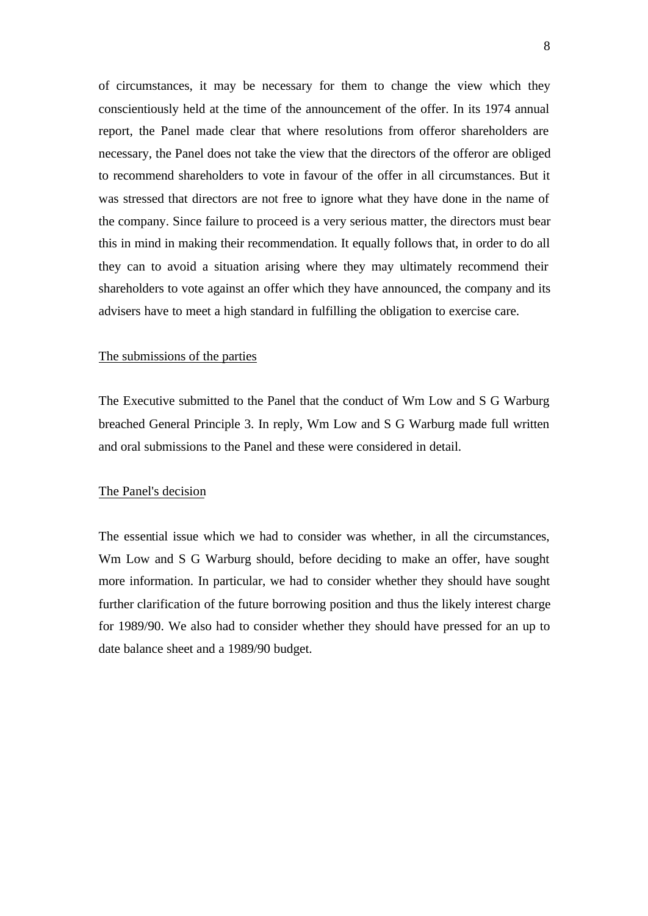of circumstances, it may be necessary for them to change the view which they conscientiously held at the time of the announcement of the offer. In its 1974 annual report, the Panel made clear that where resolutions from offeror shareholders are necessary, the Panel does not take the view that the directors of the offeror are obliged to recommend shareholders to vote in favour of the offer in all circumstances. But it was stressed that directors are not free to ignore what they have done in the name of the company. Since failure to proceed is a very serious matter, the directors must bear this in mind in making their recommendation. It equally follows that, in order to do all they can to avoid a situation arising where they may ultimately recommend their shareholders to vote against an offer which they have announced, the company and its advisers have to meet a high standard in fulfilling the obligation to exercise care.

## The submissions of the parties

The Executive submitted to the Panel that the conduct of Wm Low and S G Warburg breached General Principle 3. In reply, Wm Low and S G Warburg made full written and oral submissions to the Panel and these were considered in detail.

## The Panel's decision

The essential issue which we had to consider was whether, in all the circumstances, Wm Low and S G Warburg should, before deciding to make an offer, have sought more information. In particular, we had to consider whether they should have sought further clarification of the future borrowing position and thus the likely interest charge for 1989/90. We also had to consider whether they should have pressed for an up to date balance sheet and a 1989/90 budget.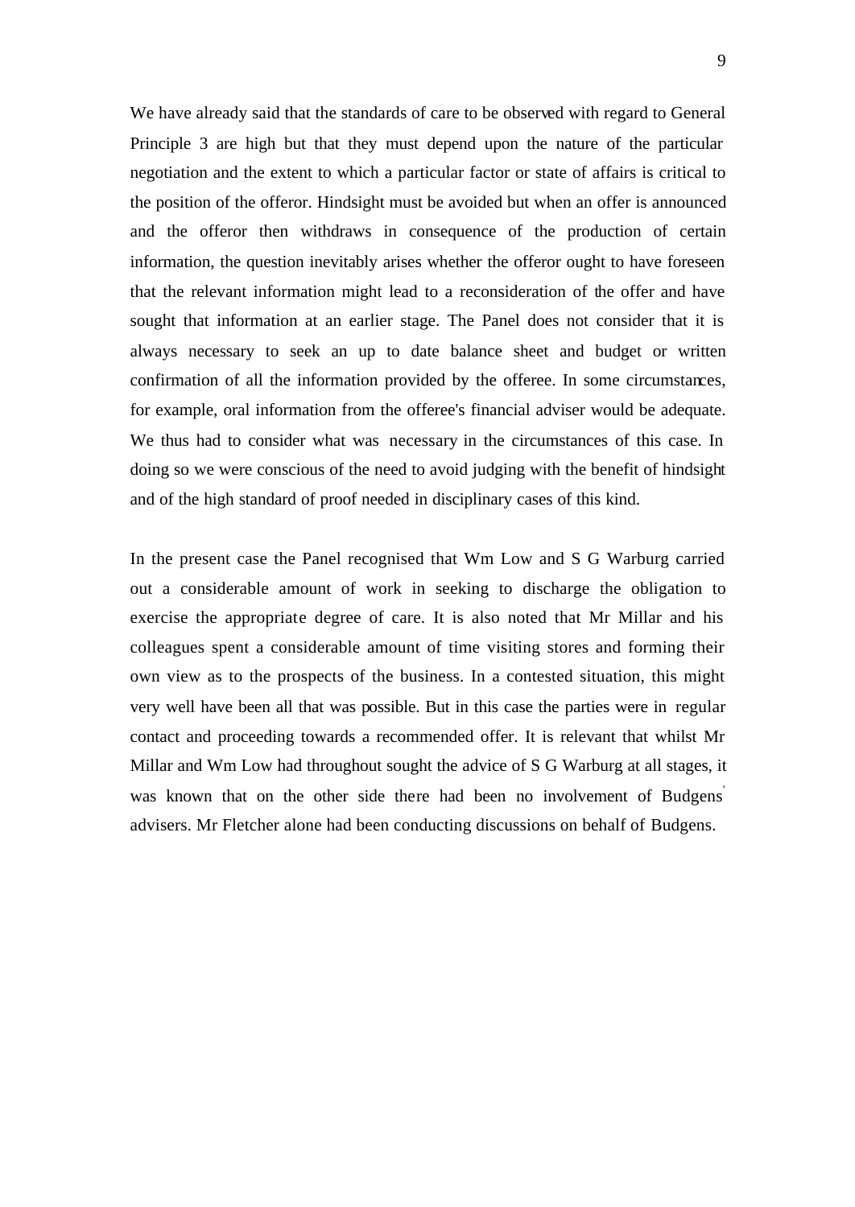We have already said that the standards of care to be observed with regard to General Principle 3 are high but that they must depend upon the nature of the particular negotiation and the extent to which a particular factor or state of affairs is critical to the position of the offeror. Hindsight must be avoided but when an offer is announced and the offeror then withdraws in consequence of the production of certain information, the question inevitably arises whether the offeror ought to have foreseen that the relevant information might lead to a reconsideration of the offer and have sought that information at an earlier stage. The Panel does not consider that it is always necessary to seek an up to date balance sheet and budget or written confirmation of all the information provided by the offeree. In some circumstances, for example, oral information from the offeree's financial adviser would be adequate. We thus had to consider what was necessary in the circumstances of this case. In doing so we were conscious of the need to avoid judging with the benefit of hindsight and of the high standard of proof needed in disciplinary cases of this kind.

In the present case the Panel recognised that Wm Low and S G Warburg carried out a considerable amount of work in seeking to discharge the obligation to exercise the appropriate degree of care. It is also noted that Mr Millar and his colleagues spent a considerable amount of time visiting stores and forming their own view as to the prospects of the business. In a contested situation, this might very well have been all that was possible. But in this case the parties were in regular contact and proceeding towards a recommended offer. It is relevant that whilst Mr Millar and Wm Low had throughout sought the advice of S G Warburg at all stages, it was known that on the other side there had been no involvement of Budgens' advisers. Mr Fletcher alone had been conducting discussions on behalf of Budgens.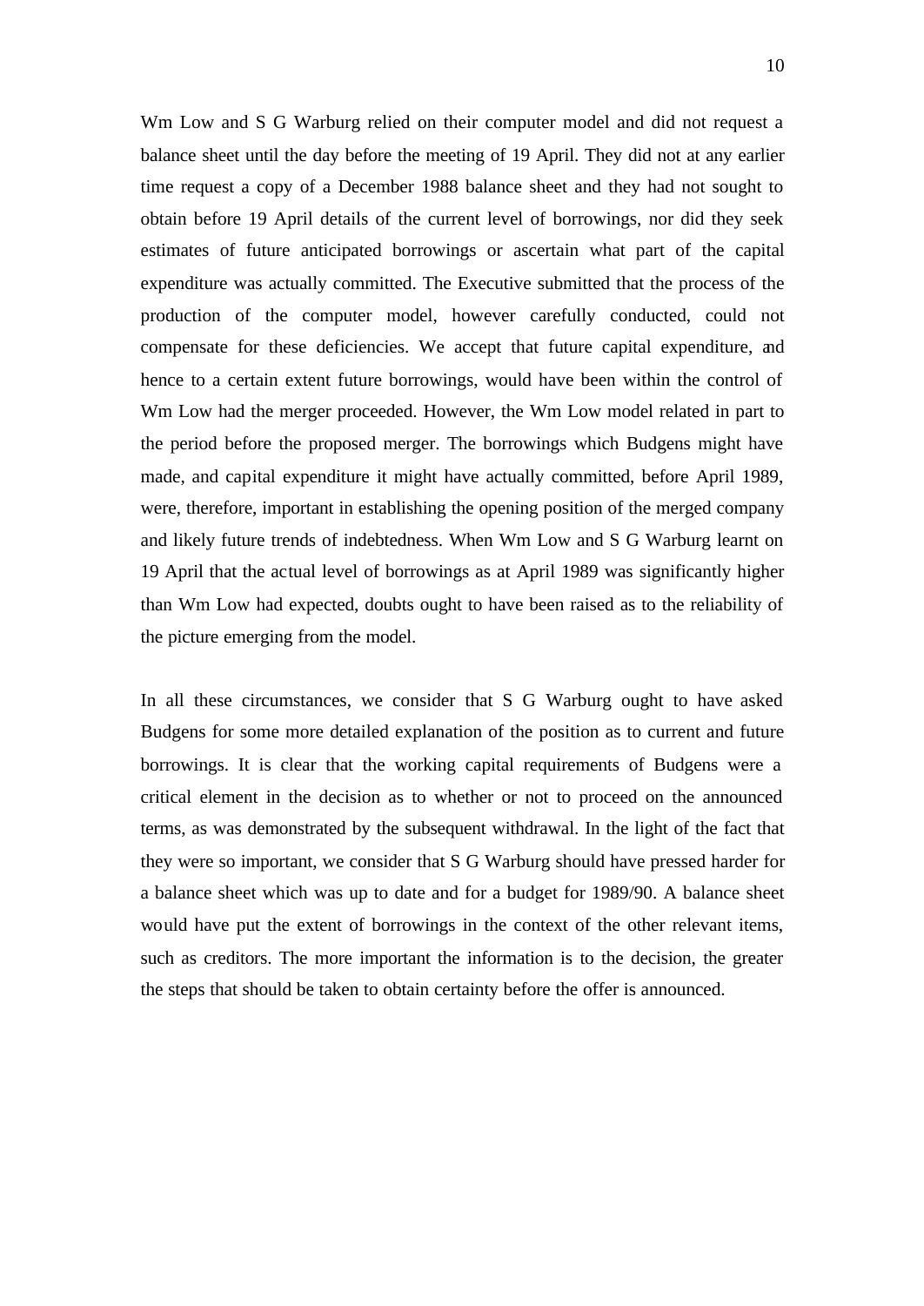Wm Low and S G Warburg relied on their computer model and did not request a balance sheet until the day before the meeting of 19 April. They did not at any earlier time request a copy of a December 1988 balance sheet and they had not sought to obtain before 19 April details of the current level of borrowings, nor did they seek estimates of future anticipated borrowings or ascertain what part of the capital expenditure was actually committed. The Executive submitted that the process of the production of the computer model, however carefully conducted, could not compensate for these deficiencies. We accept that future capital expenditure, and hence to a certain extent future borrowings, would have been within the control of Wm Low had the merger proceeded. However, the Wm Low model related in part to the period before the proposed merger. The borrowings which Budgens might have made, and capital expenditure it might have actually committed, before April 1989, were, therefore, important in establishing the opening position of the merged company and likely future trends of indebtedness. When Wm Low and S G Warburg learnt on 19 April that the actual level of borrowings as at April 1989 was significantly higher than Wm Low had expected, doubts ought to have been raised as to the reliability of the picture emerging from the model.

In all these circumstances, we consider that S G Warburg ought to have asked Budgens for some more detailed explanation of the position as to current and future borrowings. It is clear that the working capital requirements of Budgens were a critical element in the decision as to whether or not to proceed on the announced terms, as was demonstrated by the subsequent withdrawal. In the light of the fact that they were so important, we consider that S G Warburg should have pressed harder for a balance sheet which was up to date and for a budget for 1989/90. A balance sheet would have put the extent of borrowings in the context of the other relevant items, such as creditors. The more important the information is to the decision, the greater the steps that should be taken to obtain certainty before the offer is announced.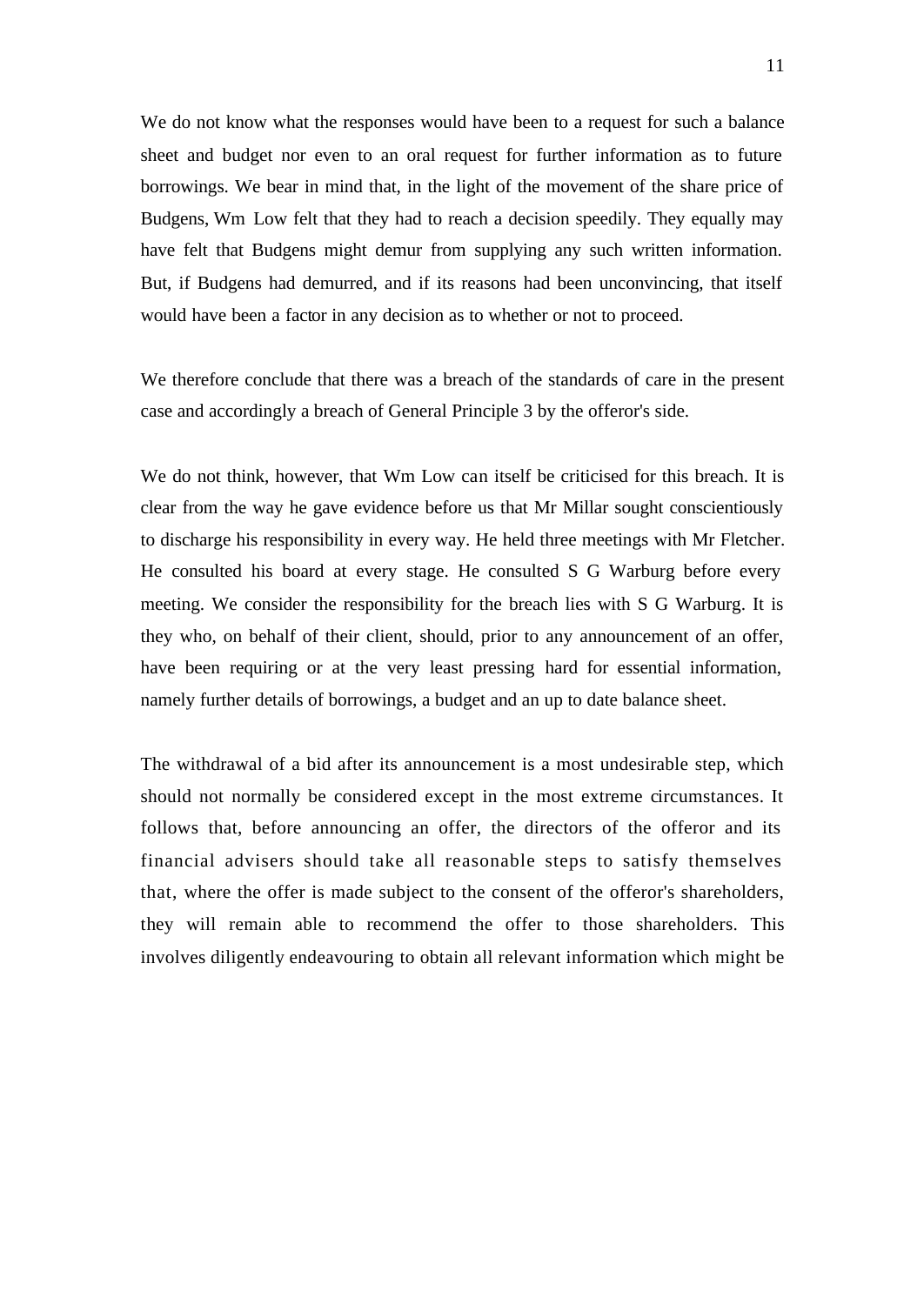We do not know what the responses would have been to a request for such a balance sheet and budget nor even to an oral request for further information as to future borrowings. We bear in mind that, in the light of the movement of the share price of Budgens, Wm Low felt that they had to reach a decision speedily. They equally may have felt that Budgens might demur from supplying any such written information. But, if Budgens had demurred, and if its reasons had been unconvincing, that itself would have been a factor in any decision as to whether or not to proceed.

We therefore conclude that there was a breach of the standards of care in the present case and accordingly a breach of General Principle 3 by the offeror's side.

We do not think, however, that Wm Low can itself be criticised for this breach. It is clear from the way he gave evidence before us that Mr Millar sought conscientiously to discharge his responsibility in every way. He held three meetings with Mr Fletcher. He consulted his board at every stage. He consulted S G Warburg before every meeting. We consider the responsibility for the breach lies with S G Warburg. It is they who, on behalf of their client, should, prior to any announcement of an offer, have been requiring or at the very least pressing hard for essential information, namely further details of borrowings, a budget and an up to date balance sheet.

The withdrawal of a bid after its announcement is a most undesirable step, which should not normally be considered except in the most extreme circumstances. It follows that, before announcing an offer, the directors of the offeror and its financial advisers should take all reasonable steps to satisfy themselves that, where the offer is made subject to the consent of the offeror's shareholders, they will remain able to recommend the offer to those shareholders. This involves diligently endeavouring to obtain all relevant information which might be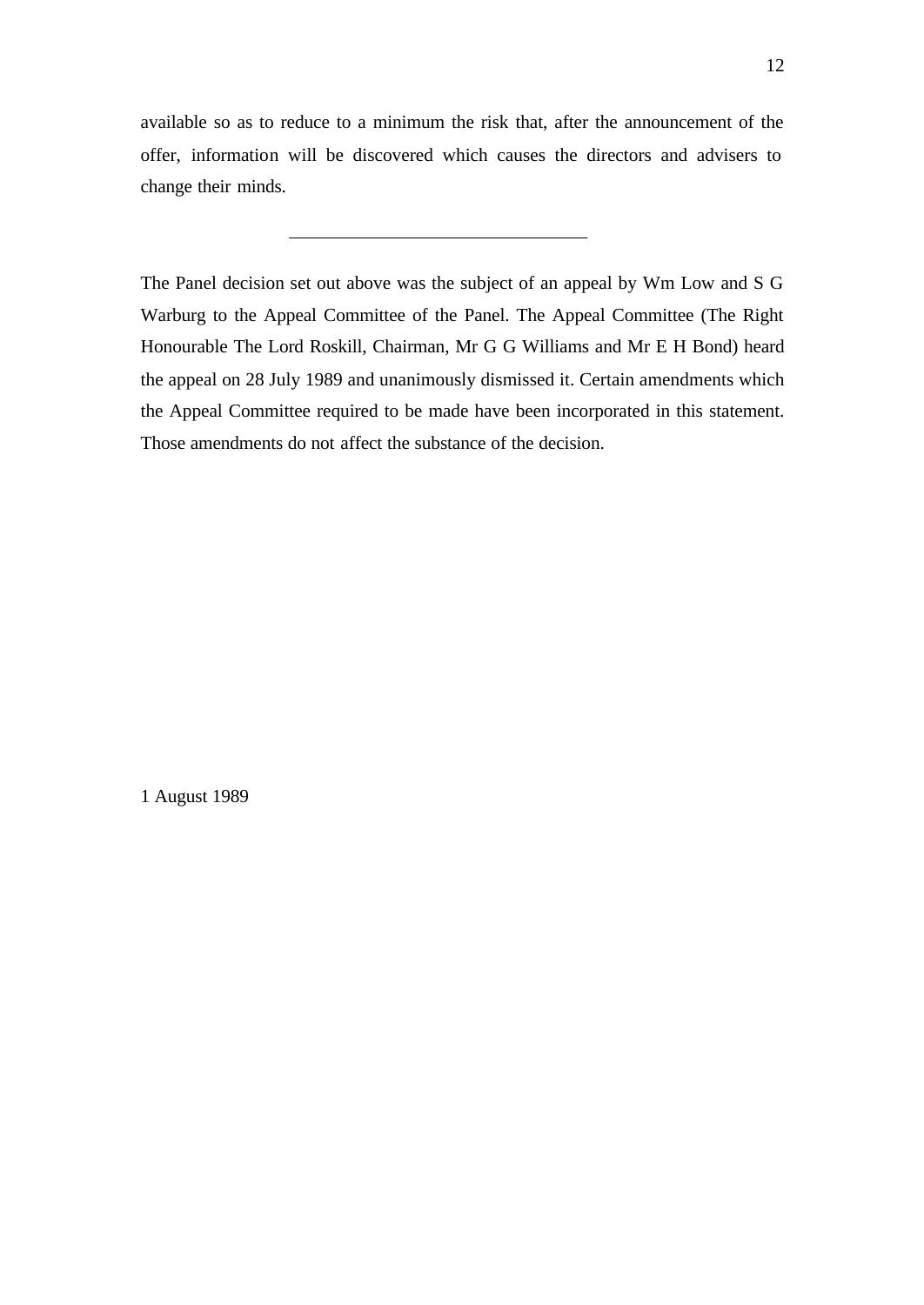available so as to reduce to a minimum the risk that, after the announcement of the offer, information will be discovered which causes the directors and advisers to change their minds.

---

The Panel decision set out above was the subject of an appeal by Wm Low and S G Warburg to the Appeal Committee of the Panel. The Appeal Committee (The Right Honourable The Lord Roskill, Chairman, Mr G G Williams and Mr E H Bond) heard the appeal on 28 July 1989 and unanimously dismissed it. Certain amendments which the Appeal Committee required to be made have been incorporated in this statement. Those amendments do not affect the substance of the decision.

1 August 1989